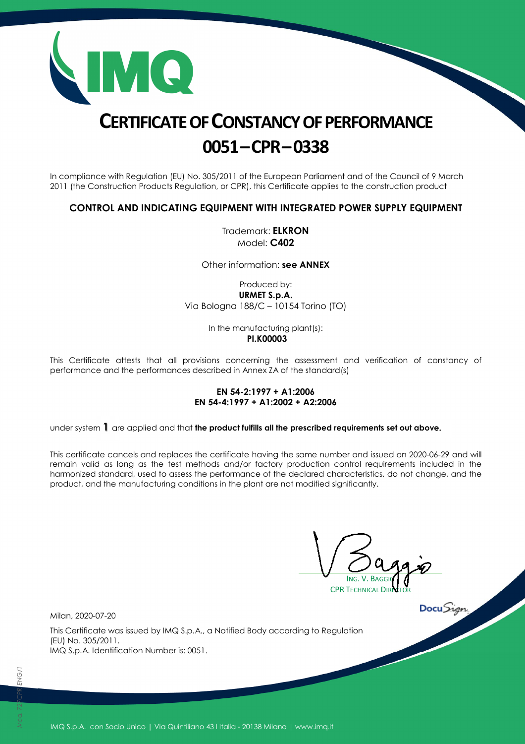# CERTIFICATE OF CONSTANCY OF PERFORMANCE

# 0051–CPR–0338

In compliance with Regulation (EU) No. 305/2011 of the European Parliament and of the Council of 9 March 2011 (the Construction Products Regulation, or CPR), this Certificate applies to the construction product

**CONTROL AND INDICATING EQUIPMENT WITH INTEGRATED POWER SUPPLY EQUIPMENT**

Trademark: **ELKRON**
Model: **C402**

Other information: **see ANNEX**

Produced by:
**URMET S.p.A.**
Via Bologna 188/C – 10154 Torino (TO)

In the manufacturing plant(s):
**PI.K00003**

This Certificate attests that all provisions concerning the assessment and verification of constancy of performance and the performances described in Annex ZA of the standard(s)

**EN 54-2:1997 + A1:2006**
**EN 54-4:1997 + A1:2002 + A2:2006**

under system **1** are applied and that **the product fulfills all the prescribed requirements set out above.**

This certificate cancels and replaces the certificate having the same number and issued on 2020-06-29 and will remain valid as long as the test methods and/or factory production control requirements included in the harmonized standard, used to assess the performance of the declared characteristics, do not change, and the product, and the manufacturing conditions in the plant are not modified significantly.

ING. V. BAGGIO
CPR TECHNICAL DIRECTOR

Milan, 2020-07-20

This Certificate was issued by IMQ S.p.A., a Notified Body according to Regulation (EU) No. 305/2011.
IMQ S.p.A. Identification Number is: 0051.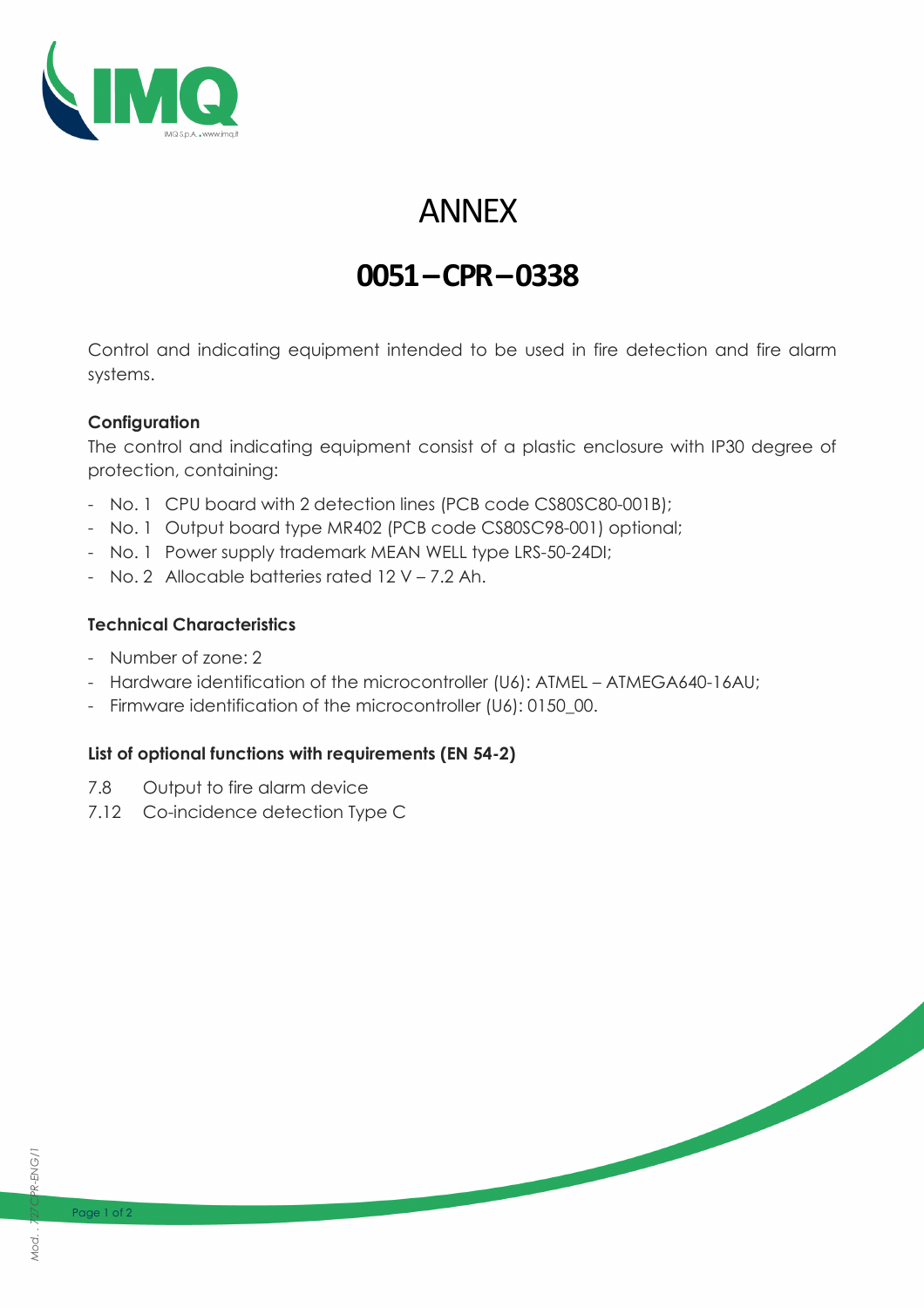# ANNEX

# 0051 – CPR – 0338

Control and indicating equipment intended to be used in fire detection and fire alarm systems.

### Configuration

The control and indicating equipment consist of a plastic enclosure with IP30 degree of protection, containing:

- No. 1 CPU board with 2 detection lines (PCB code CS80SC80-001B);
- No. 1 Output board type MR402 (PCB code CS80SC98-001) optional;
- No. 1 Power supply trademark MEAN WELL type LRS-50-24DI;
- No. 2 Allocable batteries rated 12 V – 7.2 Ah.

### Technical Characteristics

- Number of zone: 2
- Hardware identification of the microcontroller (U6): ATMEL – ATMEGA640-16AU;
- Firmware identification of the microcontroller (U6): 0150_00.

### List of optional functions with requirements (EN 54-2)

7.8 Output to fire alarm device

7.12 Co-incidence detection Type C